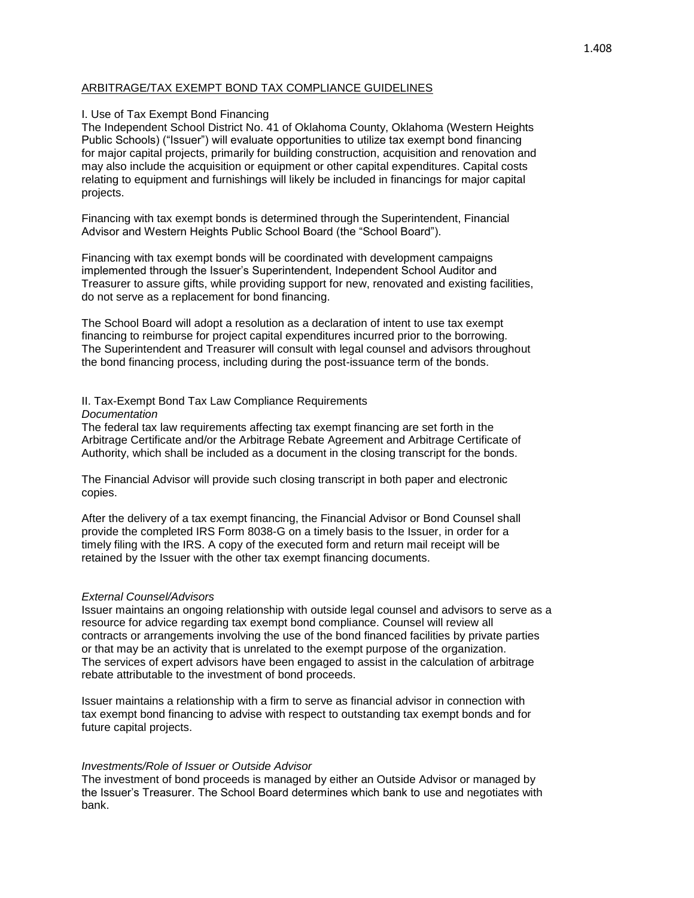## ARBITRAGE/TAX EXEMPT BOND TAX COMPLIANCE GUIDELINES

### I. Use of Tax Exempt Bond Financing

The Independent School District No. 41 of Oklahoma County, Oklahoma (Western Heights Public Schools) ("Issuer") will evaluate opportunities to utilize tax exempt bond financing for major capital projects, primarily for building construction, acquisition and renovation and may also include the acquisition or equipment or other capital expenditures. Capital costs relating to equipment and furnishings will likely be included in financings for major capital projects.

Financing with tax exempt bonds is determined through the Superintendent, Financial Advisor and Western Heights Public School Board (the "School Board").

Financing with tax exempt bonds will be coordinated with development campaigns implemented through the Issuer's Superintendent, Independent School Auditor and Treasurer to assure gifts, while providing support for new, renovated and existing facilities, do not serve as a replacement for bond financing.

The School Board will adopt a resolution as a declaration of intent to use tax exempt financing to reimburse for project capital expenditures incurred prior to the borrowing. The Superintendent and Treasurer will consult with legal counsel and advisors throughout the bond financing process, including during the post-issuance term of the bonds.

### II. Tax-Exempt Bond Tax Law Compliance Requirements

*Documentation*

The federal tax law requirements affecting tax exempt financing are set forth in the Arbitrage Certificate and/or the Arbitrage Rebate Agreement and Arbitrage Certificate of Authority, which shall be included as a document in the closing transcript for the bonds.

The Financial Advisor will provide such closing transcript in both paper and electronic copies.

After the delivery of a tax exempt financing, the Financial Advisor or Bond Counsel shall provide the completed IRS Form 8038-G on a timely basis to the Issuer, in order for a timely filing with the IRS. A copy of the executed form and return mail receipt will be retained by the Issuer with the other tax exempt financing documents.

*External Counsel/Advisors*

Issuer maintains an ongoing relationship with outside legal counsel and advisors to serve as a resource for advice regarding tax exempt bond compliance. Counsel will review all contracts or arrangements involving the use of the bond financed facilities by private parties or that may be an activity that is unrelated to the exempt purpose of the organization. The services of expert advisors have been engaged to assist in the calculation of arbitrage rebate attributable to the investment of bond proceeds.

Issuer maintains a relationship with a firm to serve as financial advisor in connection with tax exempt bond financing to advise with respect to outstanding tax exempt bonds and for future capital projects.

*Investments/Role of Issuer or Outside Advisor*

The investment of bond proceeds is managed by either an Outside Advisor or managed by the Issuer's Treasurer. The School Board determines which bank to use and negotiates with bank.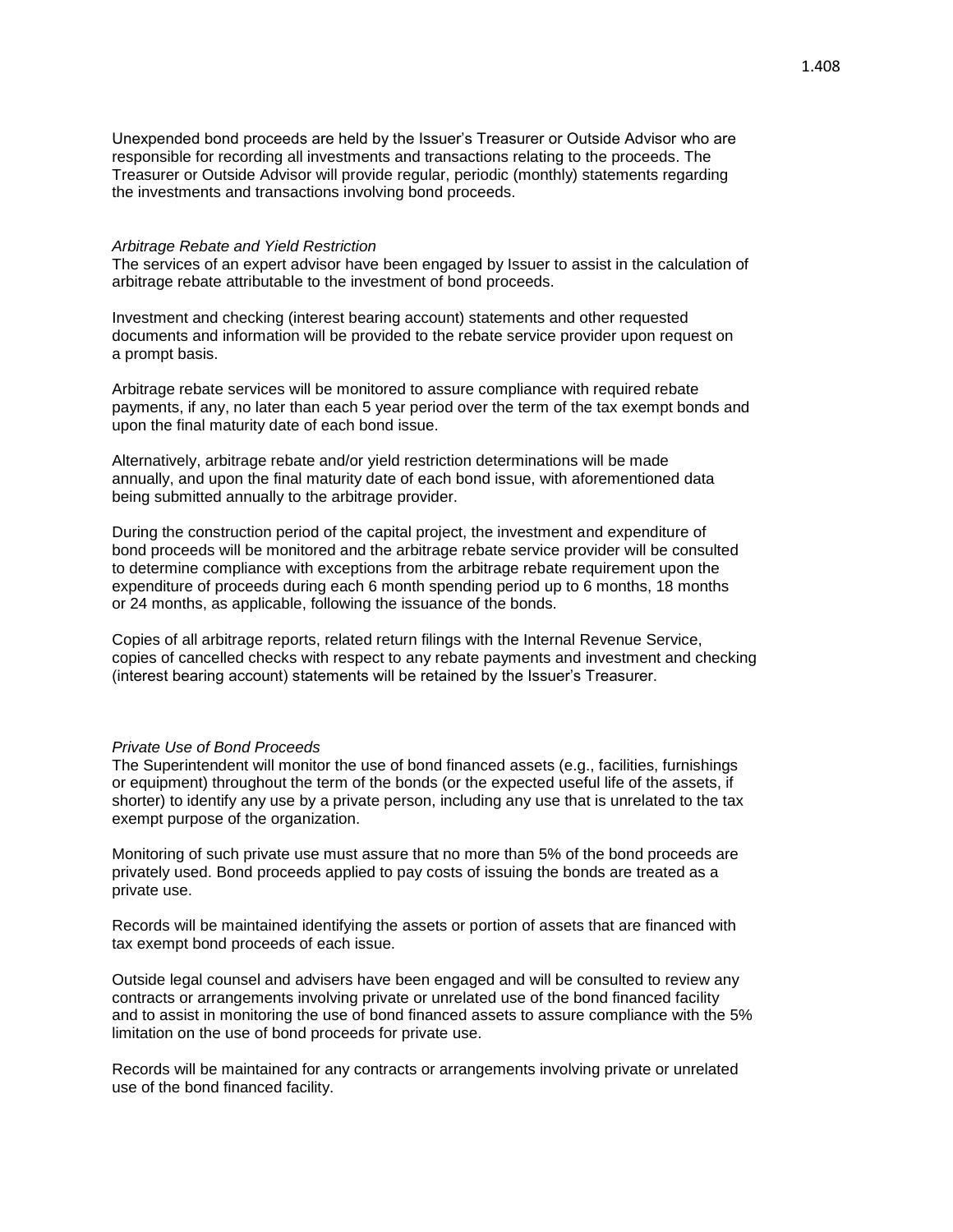Unexpended bond proceeds are held by the Issuer's Treasurer or Outside Advisor who are responsible for recording all investments and transactions relating to the proceeds. The Treasurer or Outside Advisor will provide regular, periodic (monthly) statements regarding the investments and transactions involving bond proceeds.

*Arbitrage Rebate and Yield Restriction*

The services of an expert advisor have been engaged by Issuer to assist in the calculation of arbitrage rebate attributable to the investment of bond proceeds.

Investment and checking (interest bearing account) statements and other requested documents and information will be provided to the rebate service provider upon request on a prompt basis.

Arbitrage rebate services will be monitored to assure compliance with required rebate payments, if any, no later than each 5 year period over the term of the tax exempt bonds and upon the final maturity date of each bond issue.

Alternatively, arbitrage rebate and/or yield restriction determinations will be made annually, and upon the final maturity date of each bond issue, with aforementioned data being submitted annually to the arbitrage provider.

During the construction period of the capital project, the investment and expenditure of bond proceeds will be monitored and the arbitrage rebate service provider will be consulted to determine compliance with exceptions from the arbitrage rebate requirement upon the expenditure of proceeds during each 6 month spending period up to 6 months, 18 months or 24 months, as applicable, following the issuance of the bonds.

Copies of all arbitrage reports, related return filings with the Internal Revenue Service, copies of cancelled checks with respect to any rebate payments and investment and checking (interest bearing account) statements will be retained by the Issuer's Treasurer.

*Private Use of Bond Proceeds*

The Superintendent will monitor the use of bond financed assets (e.g., facilities, furnishings or equipment) throughout the term of the bonds (or the expected useful life of the assets, if shorter) to identify any use by a private person, including any use that is unrelated to the tax exempt purpose of the organization.

Monitoring of such private use must assure that no more than 5% of the bond proceeds are privately used. Bond proceeds applied to pay costs of issuing the bonds are treated as a private use.

Records will be maintained identifying the assets or portion of assets that are financed with tax exempt bond proceeds of each issue.

Outside legal counsel and advisers have been engaged and will be consulted to review any contracts or arrangements involving private or unrelated use of the bond financed facility and to assist in monitoring the use of bond financed assets to assure compliance with the 5% limitation on the use of bond proceeds for private use.

Records will be maintained for any contracts or arrangements involving private or unrelated use of the bond financed facility.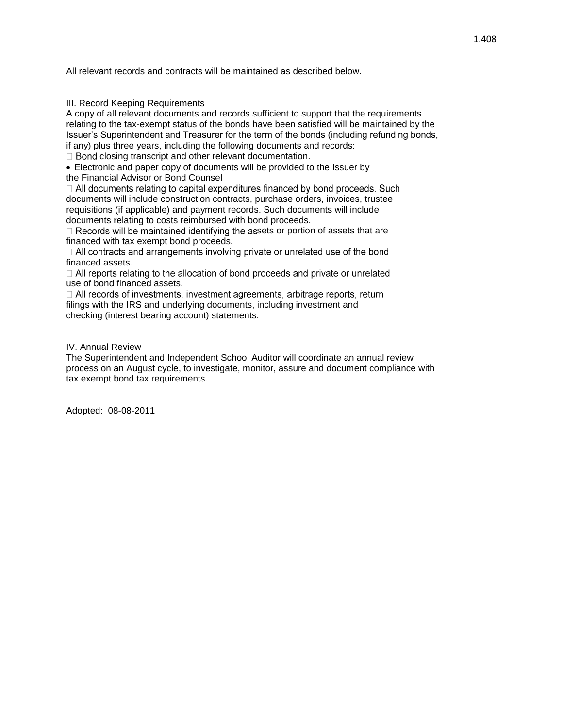All relevant records and contracts will be maintained as described below.

## III. Record Keeping Requirements

A copy of all relevant documents and records sufficient to support that the requirements relating to the tax-exempt status of the bonds have been satisfied will be maintained by the Issuer's Superintendent and Treasurer for the term of the bonds (including refunding bonds, if any) plus three years, including the following documents and records:

- Bond closing transcript and other relevant documentation.
  - Electronic and paper copy of documents will be provided to the Issuer by the Financial Advisor or Bond Counsel
- All documents relating to capital expenditures financed by bond proceeds. Such documents will include construction contracts, purchase orders, invoices, trustee requisitions (if applicable) and payment records. Such documents will include documents relating to costs reimbursed with bond proceeds.
- Records will be maintained identifying the assets or portion of assets that are financed with tax exempt bond proceeds.
- All contracts and arrangements involving private or unrelated use of the bond financed assets.
- All reports relating to the allocation of bond proceeds and private or unrelated use of bond financed assets.
- All records of investments, investment agreements, arbitrage reports, return filings with the IRS and underlying documents, including investment and checking (interest bearing account) statements.

## IV. Annual Review

The Superintendent and Independent School Auditor will coordinate an annual review process on an August cycle, to investigate, monitor, assure and document compliance with tax exempt bond tax requirements.

Adopted: 08-08-2011